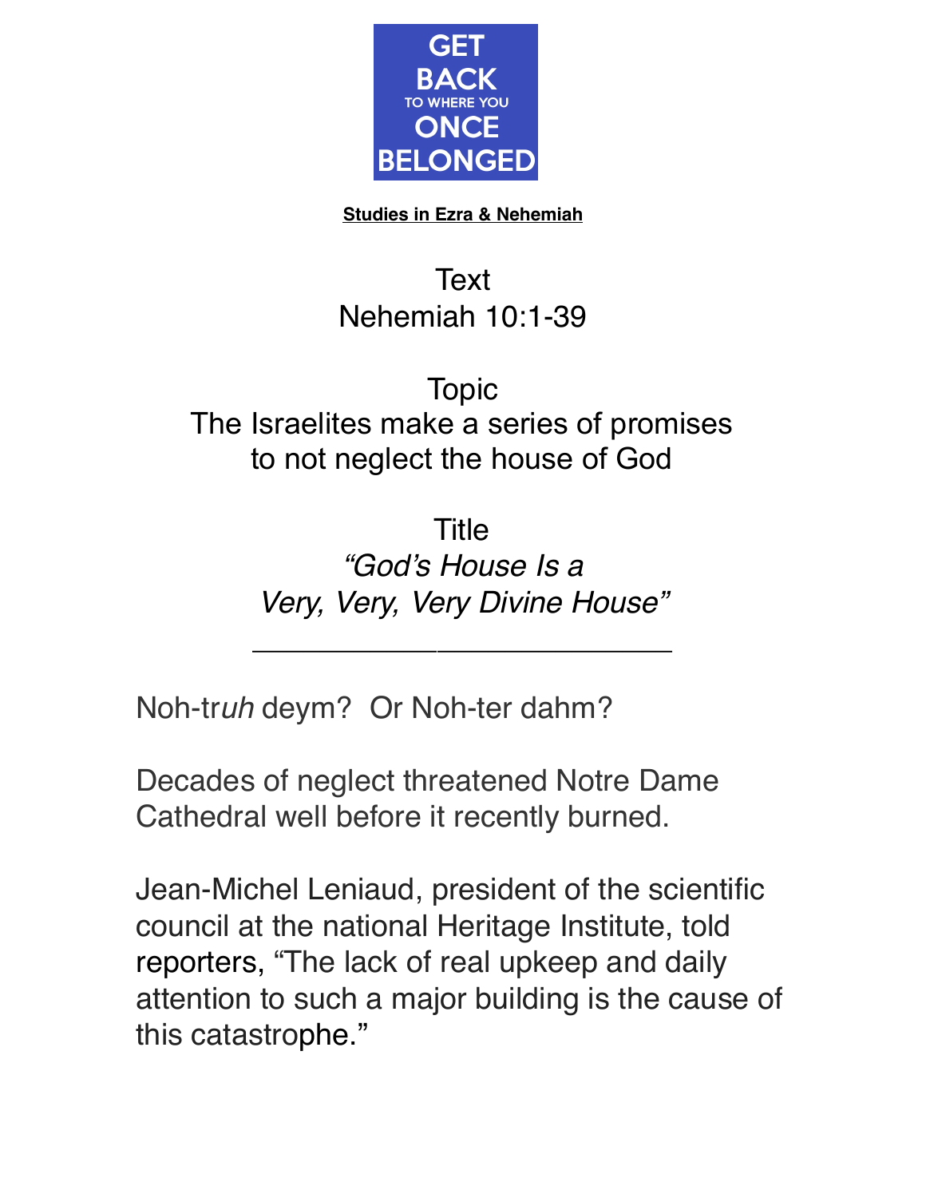**GET BACK**
TO WHERE YOU
**ONCE BELONGED**

**Studies in Ezra & Nehemiah**

Text
Nehemiah 10:1-39

Topic
The Israelites make a series of promises to not neglect the house of God

Title
*"God's House Is a Very, Very, Very Divine House"*

---

Noh-tr*uh* deym? Or Noh-ter dahm?

Decades of neglect threatened Notre Dame Cathedral well before it recently burned.

Jean-Michel Leniaud, president of the scientific council at the national Heritage Institute, told reporters, "The lack of real upkeep and daily attention to such a major building is the cause of this catastrophe."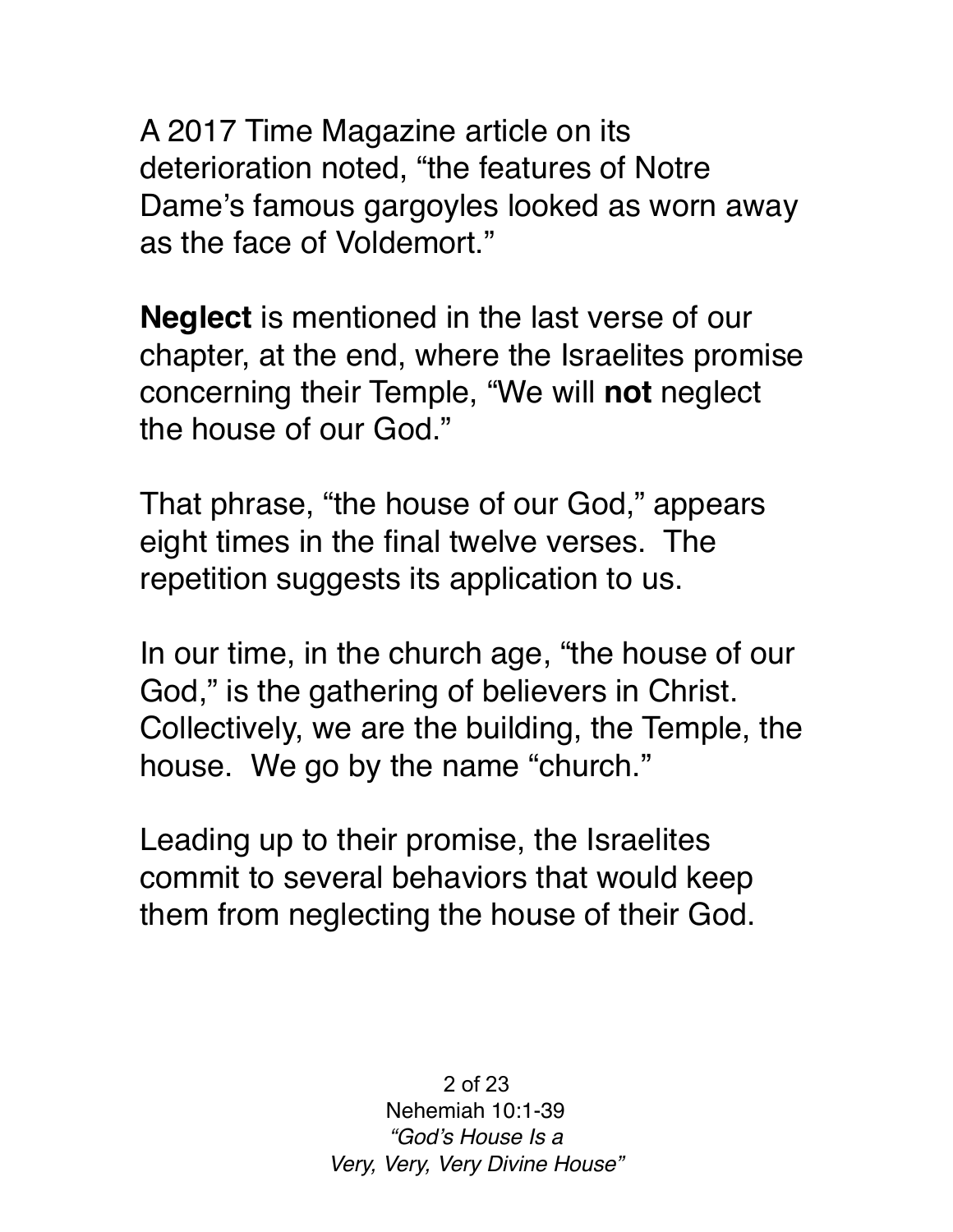A 2017 Time Magazine article on its deterioration noted, “the features of Notre Dame’s famous gargoyles looked as worn away as the face of Voldemort.”

**Neglect** is mentioned in the last verse of our chapter, at the end, where the Israelites promise concerning their Temple, “We will **not** neglect the house of our God.”

That phrase, “the house of our God,” appears eight times in the final twelve verses. The repetition suggests its application to us.

In our time, in the church age, “the house of our God,” is the gathering of believers in Christ. Collectively, we are the building, the Temple, the house. We go by the name “church.”

Leading up to their promise, the Israelites commit to several behaviors that would keep them from neglecting the house of their God.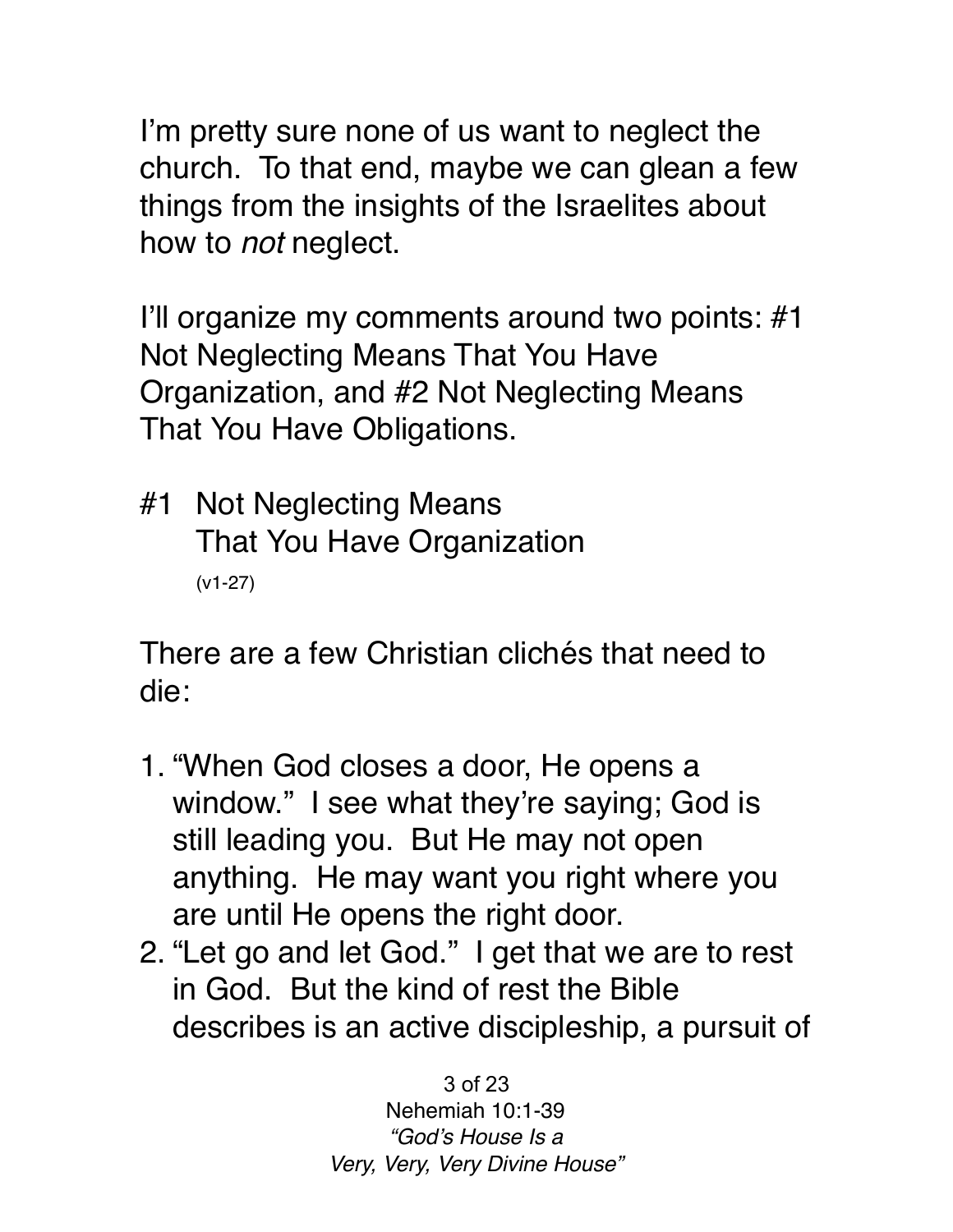I'm pretty sure none of us want to neglect the church. To that end, maybe we can glean a few things from the insights of the Israelites about how to *not* neglect.

I'll organize my comments around two points: #1 Not Neglecting Means That You Have Organization, and #2 Not Neglecting Means That You Have Obligations.

## #1 Not Neglecting Means That You Have Organization

(v1-27)

There are a few Christian clichés that need to die:

1. "When God closes a door, He opens a window." I see what they're saying; God is still leading you. But He may not open anything. He may want you right where you are until He opens the right door.
2. "Let go and let God." I get that we are to rest in God. But the kind of rest the Bible describes is an active discipleship, a pursuit of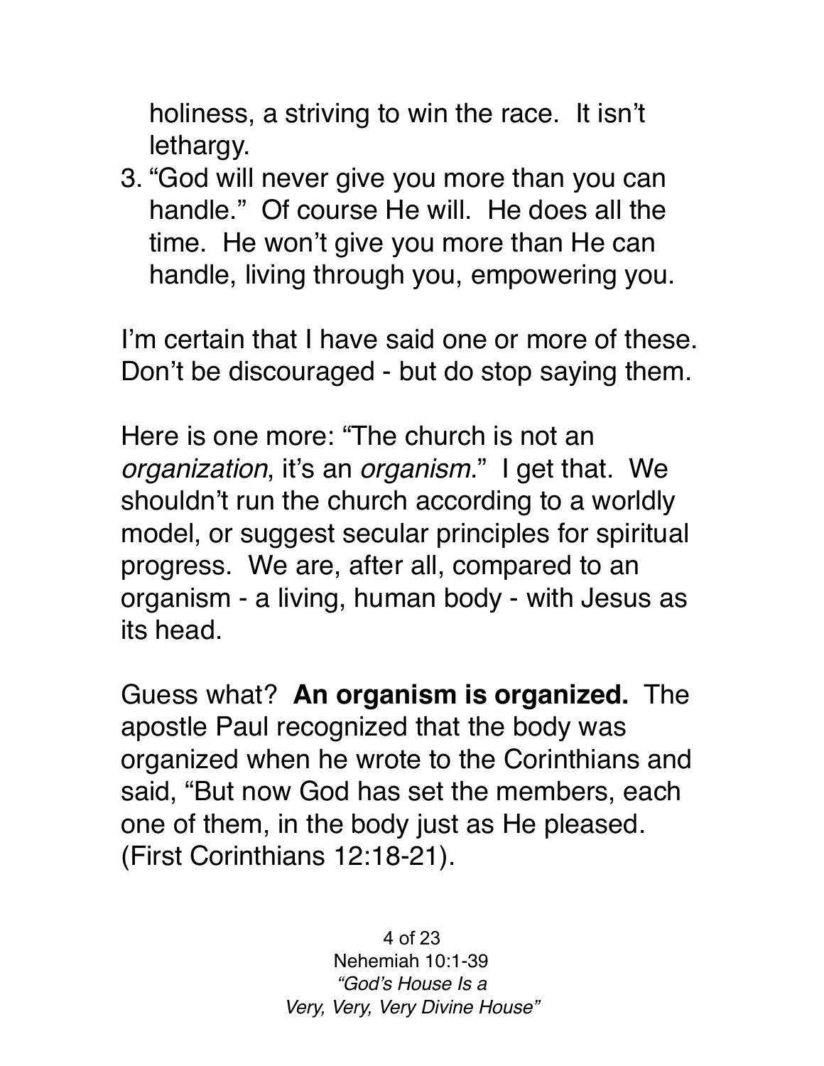holiness, a striving to win the race. It isn't lethargy.

3. "God will never give you more than you can handle." Of course He will. He does all the time. He won't give you more than He can handle, living through you, empowering you.

I'm certain that I have said one or more of these. Don't be discouraged - but do stop saying them.

Here is one more: "The church is not an *organization*, it's an *organism*." I get that. We shouldn't run the church according to a worldly model, or suggest secular principles for spiritual progress. We are, after all, compared to an organism - a living, human body - with Jesus as its head.

Guess what? **An organism is organized.** The apostle Paul recognized that the body was organized when he wrote to the Corinthians and said, "But now God has set the members, each one of them, in the body just as He pleased. (First Corinthians 12:18-21).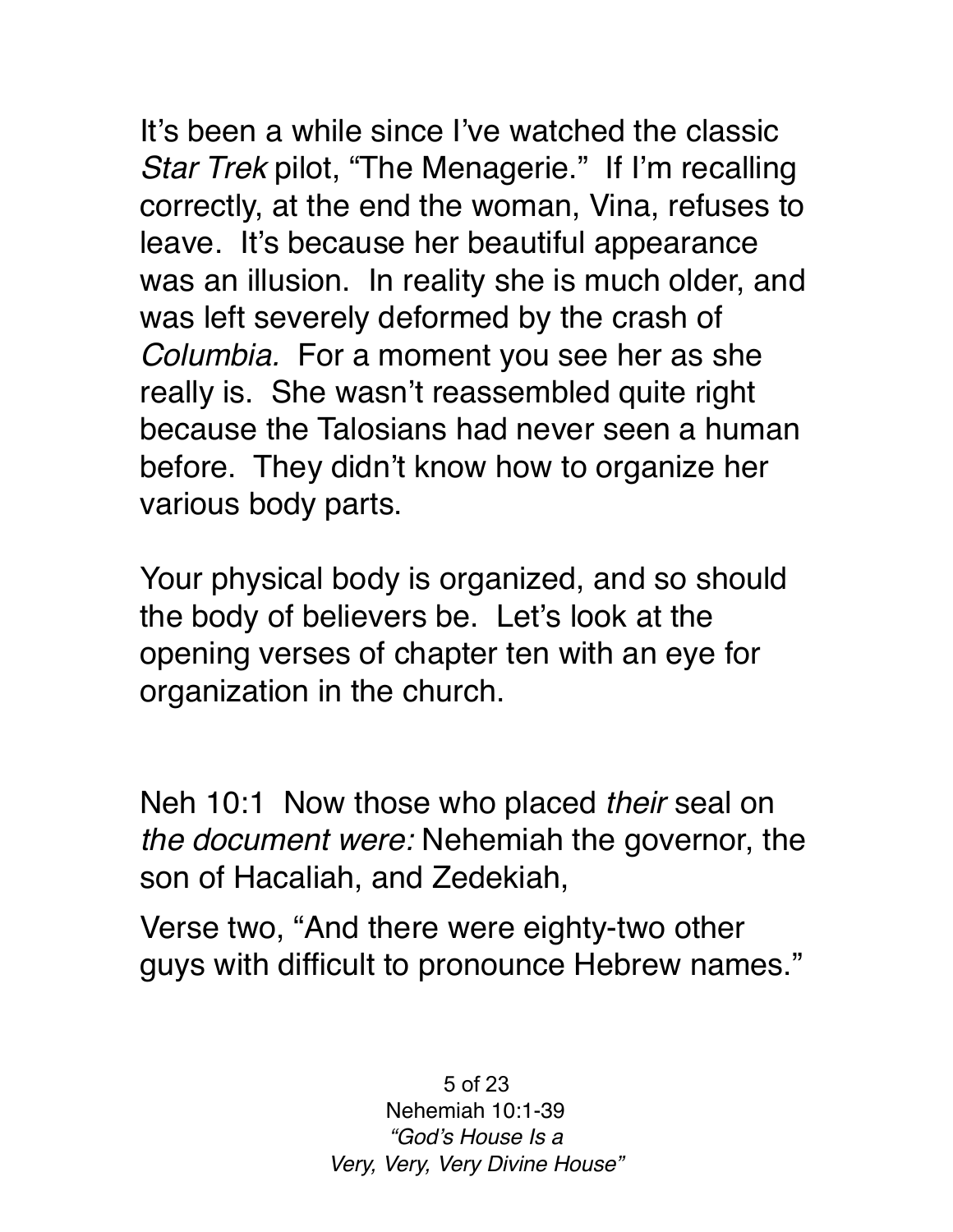It's been a while since I've watched the classic *Star Trek* pilot, "The Menagerie." If I'm recalling correctly, at the end the woman, Vina, refuses to leave. It's because her beautiful appearance was an illusion. In reality she is much older, and was left severely deformed by the crash of *Columbia.* For a moment you see her as she really is. She wasn't reassembled quite right because the Talosians had never seen a human before. They didn't know how to organize her various body parts.

Your physical body is organized, and so should the body of believers be. Let's look at the opening verses of chapter ten with an eye for organization in the church.

Neh 10:1 Now those who placed *their* seal on *the document were:* Nehemiah the governor, the son of Hacaliah, and Zedekiah,

Verse two, "And there were eighty-two other guys with difficult to pronounce Hebrew names."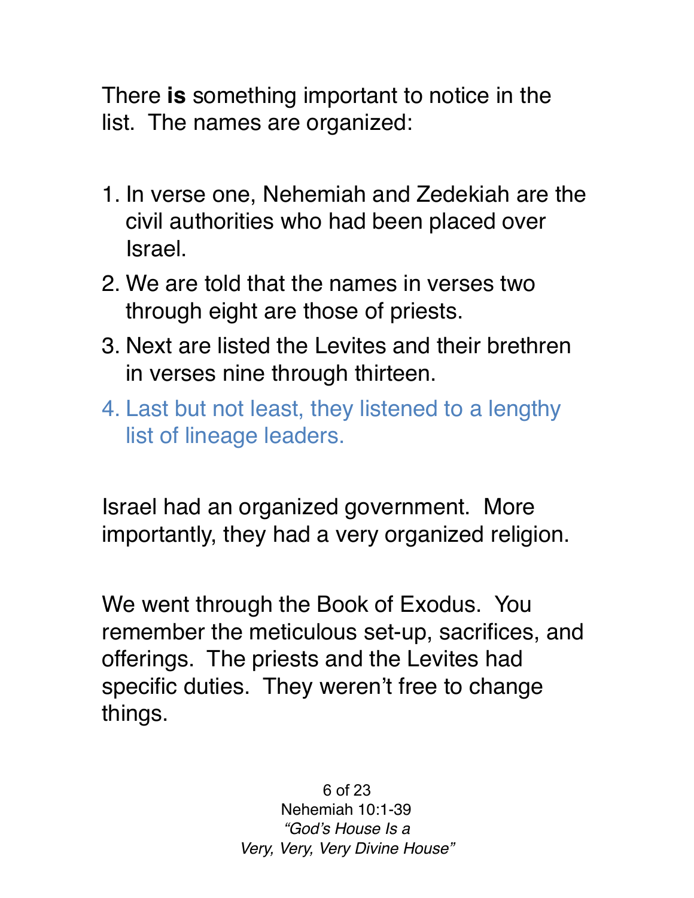There **is** something important to notice in the list. The names are organized:

1. In verse one, Nehemiah and Zedekiah are the civil authorities who had been placed over Israel.
2. We are told that the names in verses two through eight are those of priests.
3. Next are listed the Levites and their brethren in verses nine through thirteen.
4. Last but not least, they listened to a lengthy list of lineage leaders.

Israel had an organized government. More importantly, they had a very organized religion.

We went through the Book of Exodus. You remember the meticulous set-up, sacrifices, and offerings. The priests and the Levites had specific duties. They weren't free to change things.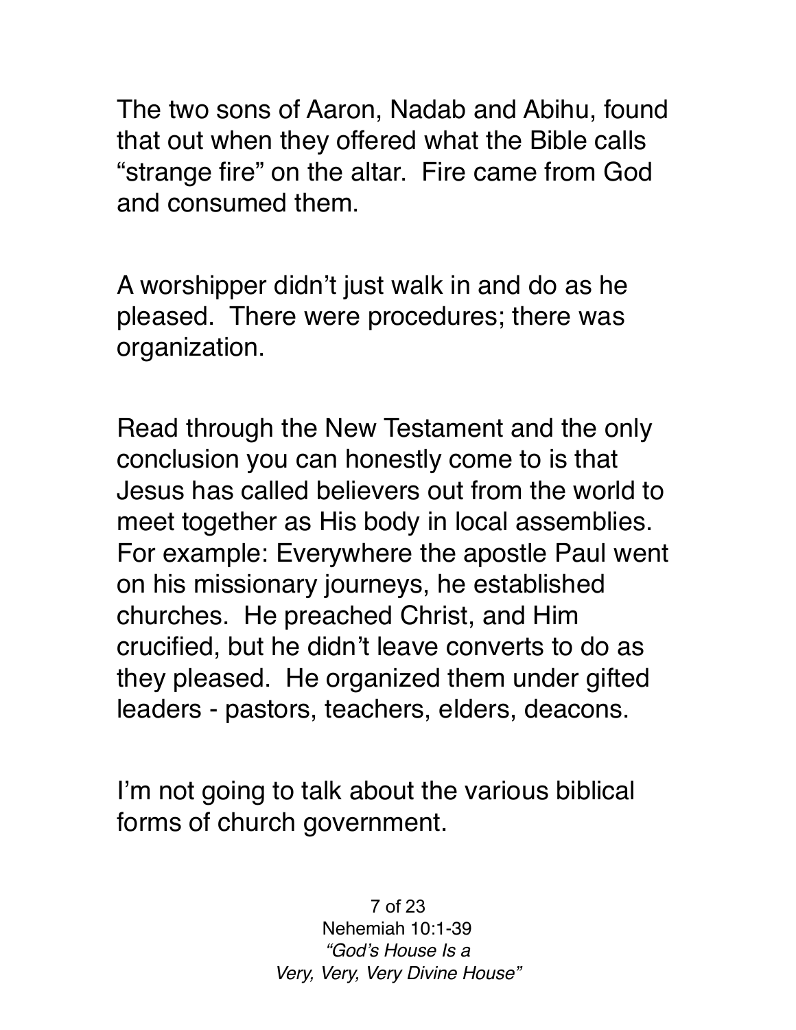The two sons of Aaron, Nadab and Abihu, found that out when they offered what the Bible calls "strange fire" on the altar. Fire came from God and consumed them.

A worshipper didn't just walk in and do as he pleased. There were procedures; there was organization.

Read through the New Testament and the only conclusion you can honestly come to is that Jesus has called believers out from the world to meet together as His body in local assemblies. For example: Everywhere the apostle Paul went on his missionary journeys, he established churches. He preached Christ, and Him crucified, but he didn't leave converts to do as they pleased. He organized them under gifted leaders - pastors, teachers, elders, deacons.

I'm not going to talk about the various biblical forms of church government.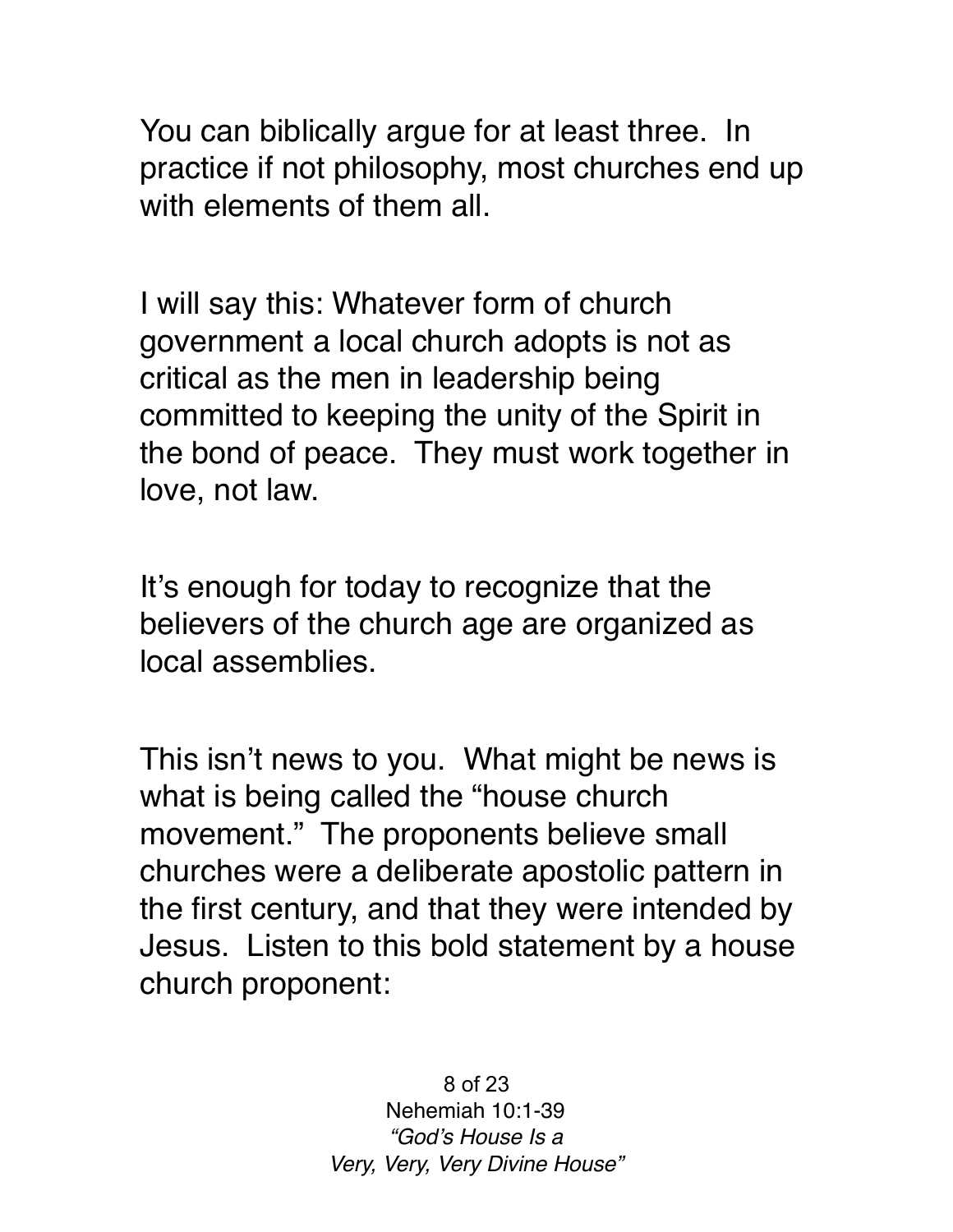You can biblically argue for at least three. In practice if not philosophy, most churches end up with elements of them all.

I will say this: Whatever form of church government a local church adopts is not as critical as the men in leadership being committed to keeping the unity of the Spirit in the bond of peace. They must work together in love, not law.

It's enough for today to recognize that the believers of the church age are organized as local assemblies.

This isn't news to you. What might be news is what is being called the "house church movement." The proponents believe small churches were a deliberate apostolic pattern in the first century, and that they were intended by Jesus. Listen to this bold statement by a house church proponent: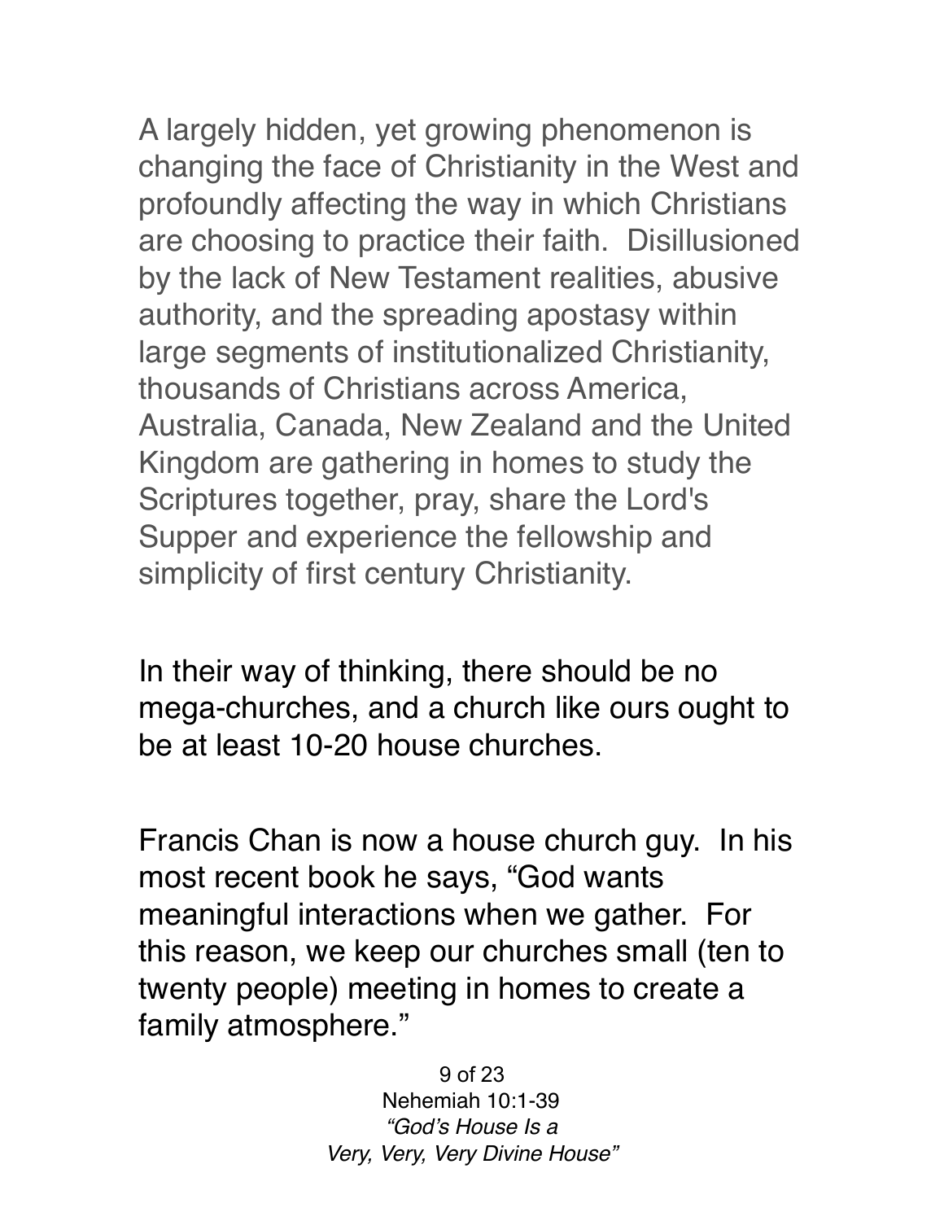A largely hidden, yet growing phenomenon is changing the face of Christianity in the West and profoundly affecting the way in which Christians are choosing to practice their faith. Disillusioned by the lack of New Testament realities, abusive authority, and the spreading apostasy within large segments of institutionalized Christianity, thousands of Christians across America, Australia, Canada, New Zealand and the United Kingdom are gathering in homes to study the Scriptures together, pray, share the Lord's Supper and experience the fellowship and simplicity of first century Christianity.

In their way of thinking, there should be no mega-churches, and a church like ours ought to be at least 10-20 house churches.

Francis Chan is now a house church guy. In his most recent book he says, “God wants meaningful interactions when we gather. For this reason, we keep our churches small (ten to twenty people) meeting in homes to create a family atmosphere.”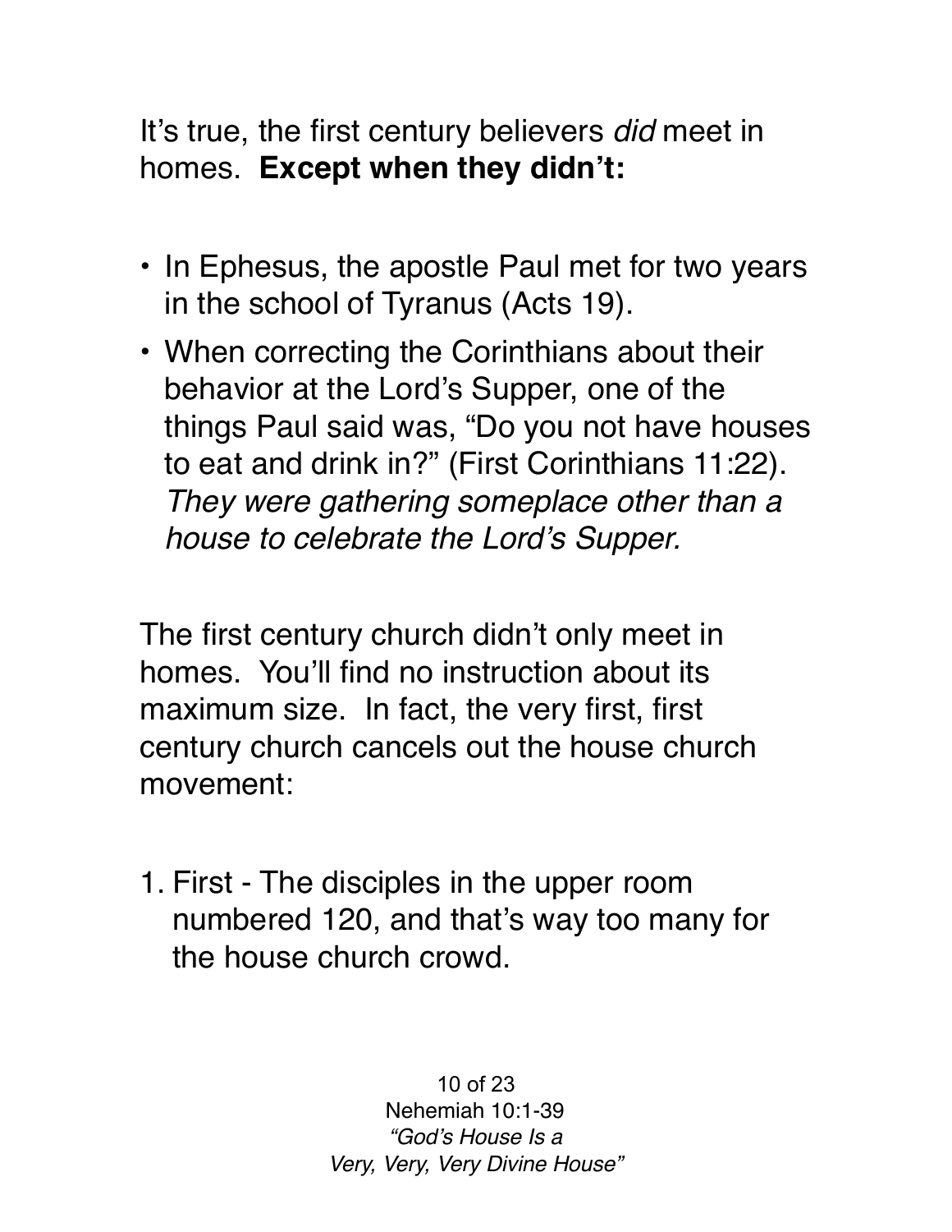It's true, the first century believers *did* meet in homes. **Except when they didn't:**

- In Ephesus, the apostle Paul met for two years in the school of Tyranus (Acts 19).
- When correcting the Corinthians about their behavior at the Lord's Supper, one of the things Paul said was, "Do you not have houses to eat and drink in?" (First Corinthians 11:22). *They were gathering someplace other than a house to celebrate the Lord's Supper.*

The first century church didn't only meet in homes. You'll find no instruction about its maximum size. In fact, the very first, first century church cancels out the house church movement:

1. First - The disciples in the upper room numbered 120, and that's way too many for the house church crowd.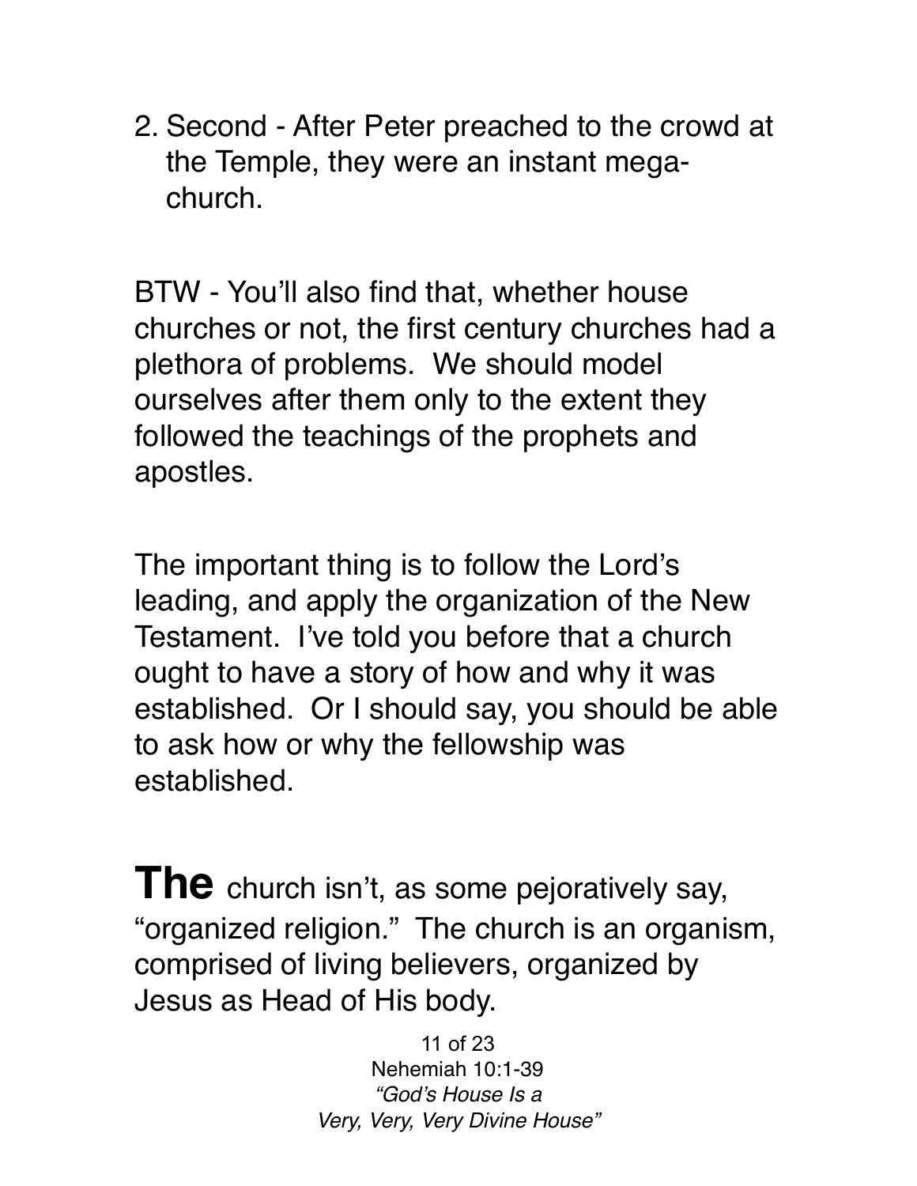2. Second - After Peter preached to the crowd at the Temple, they were an instant mega-church.

BTW - You'll also find that, whether house churches or not, the first century churches had a plethora of problems.  We should model ourselves after them only to the extent they followed the teachings of the prophets and apostles.

The important thing is to follow the Lord's leading, and apply the organization of the New Testament.  I've told you before that a church ought to have a story of how and why it was established.  Or I should say, you should be able to ask how or why the fellowship was established.

**The** church isn't, as some pejoratively say, "organized religion."  The church is an organism, comprised of living believers, organized by Jesus as Head of His body.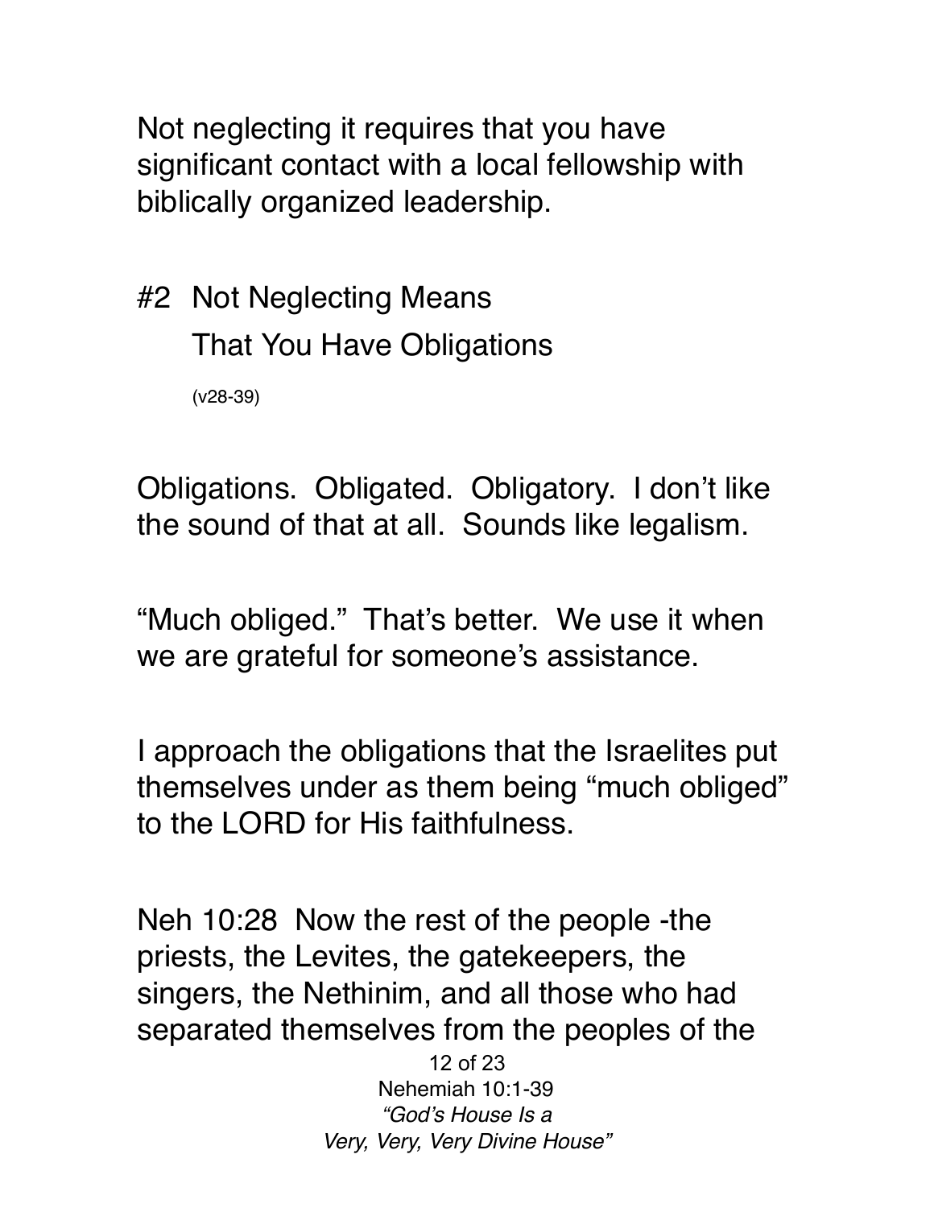Not neglecting it requires that you have significant contact with a local fellowship with biblically organized leadership.

## #2 Not Neglecting Means That You Have Obligations

(v28-39)

Obligations. Obligated. Obligatory. I don't like the sound of that at all. Sounds like legalism.

"Much obliged." That's better. We use it when we are grateful for someone's assistance.

I approach the obligations that the Israelites put themselves under as them being "much obliged" to the LORD for His faithfulness.

Neh 10:28 Now the rest of the people -the priests, the Levites, the gatekeepers, the singers, the Nethinim, and all those who had separated themselves from the peoples of the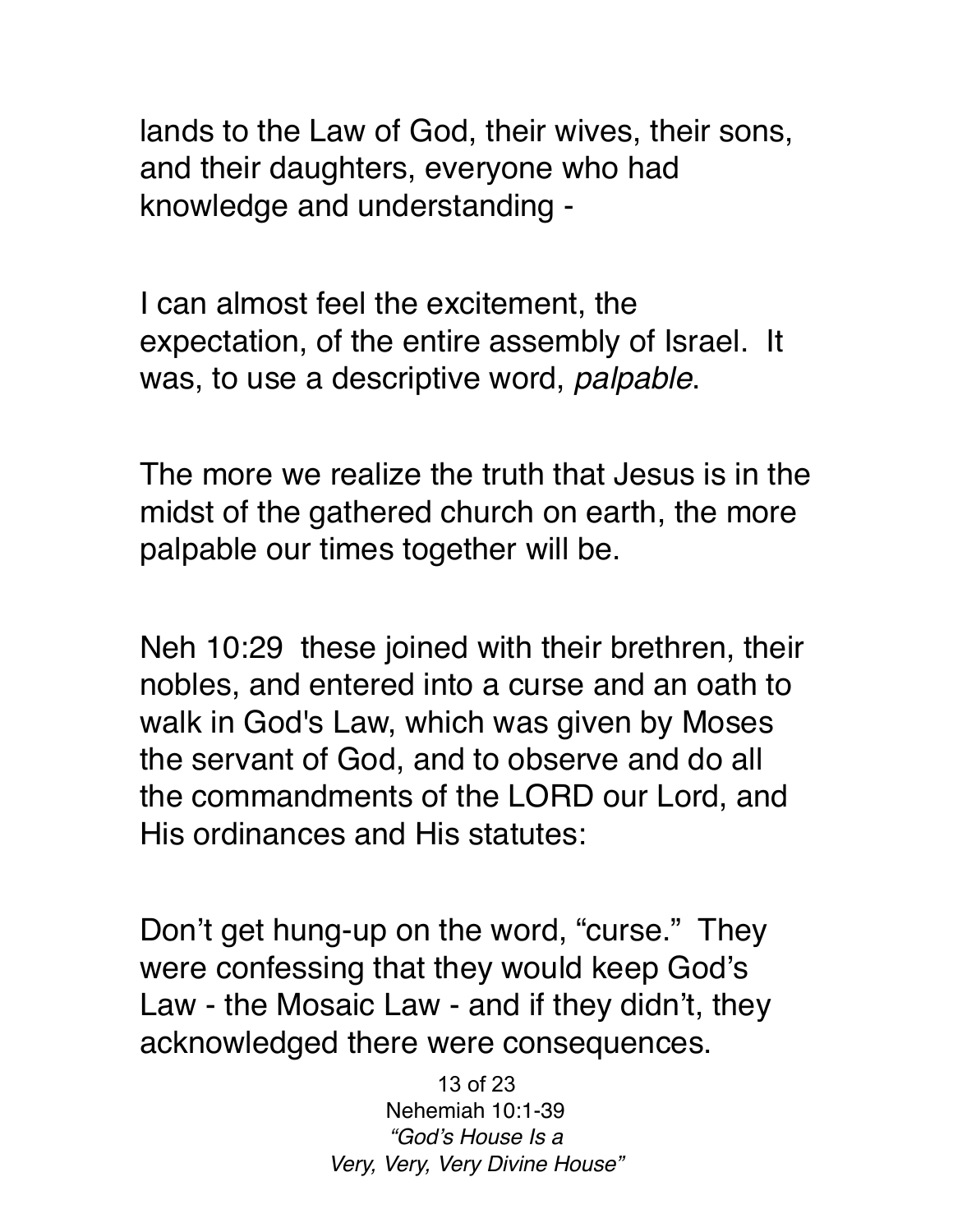lands to the Law of God, their wives, their sons, and their daughters, everyone who had knowledge and understanding -

I can almost feel the excitement, the expectation, of the entire assembly of Israel. It was, to use a descriptive word, *palpable*.

The more we realize the truth that Jesus is in the midst of the gathered church on earth, the more palpable our times together will be.

Neh 10:29 these joined with their brethren, their nobles, and entered into a curse and an oath to walk in God's Law, which was given by Moses the servant of God, and to observe and do all the commandments of the LORD our Lord, and His ordinances and His statutes:

Don't get hung-up on the word, "curse." They were confessing that they would keep God's Law - the Mosaic Law - and if they didn't, they acknowledged there were consequences.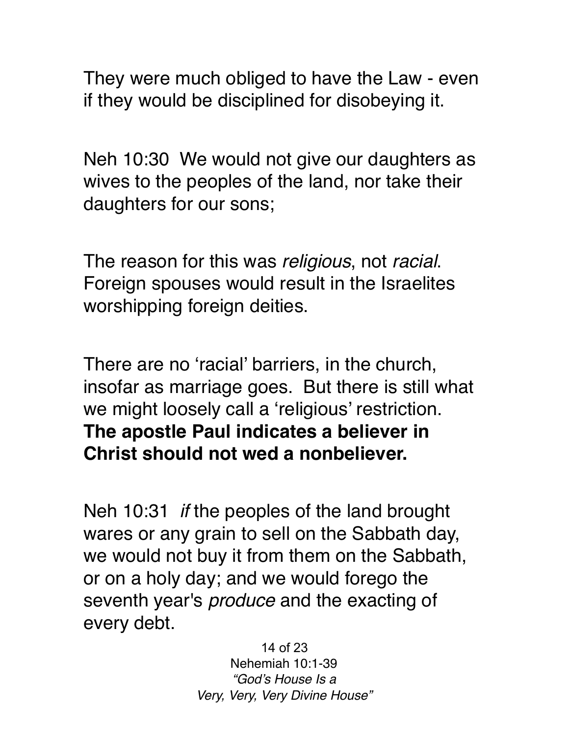They were much obliged to have the Law - even if they would be disciplined for disobeying it.

Neh 10:30 We would not give our daughters as wives to the peoples of the land, nor take their daughters for our sons;

The reason for this was *religious*, not *racial*. Foreign spouses would result in the Israelites worshipping foreign deities.

There are no 'racial' barriers, in the church, insofar as marriage goes. But there is still what we might loosely call a 'religious' restriction. **The apostle Paul indicates a believer in Christ should not wed a nonbeliever.**

Neh 10:31 *if* the peoples of the land brought wares or any grain to sell on the Sabbath day, we would not buy it from them on the Sabbath, or on a holy day; and we would forego the seventh year's *produce* and the exacting of every debt.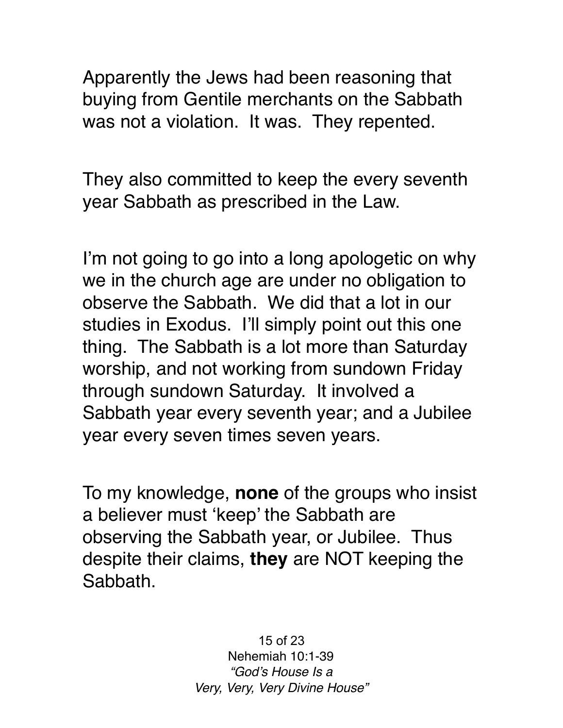Apparently the Jews had been reasoning that buying from Gentile merchants on the Sabbath was not a violation. It was. They repented.

They also committed to keep the every seventh year Sabbath as prescribed in the Law.

I'm not going to go into a long apologetic on why we in the church age are under no obligation to observe the Sabbath. We did that a lot in our studies in Exodus. I'll simply point out this one thing. The Sabbath is a lot more than Saturday worship, and not working from sundown Friday through sundown Saturday. It involved a Sabbath year every seventh year; and a Jubilee year every seven times seven years.

To my knowledge, **none** of the groups who insist a believer must 'keep' the Sabbath are observing the Sabbath year, or Jubilee. Thus despite their claims, **they** are NOT keeping the Sabbath.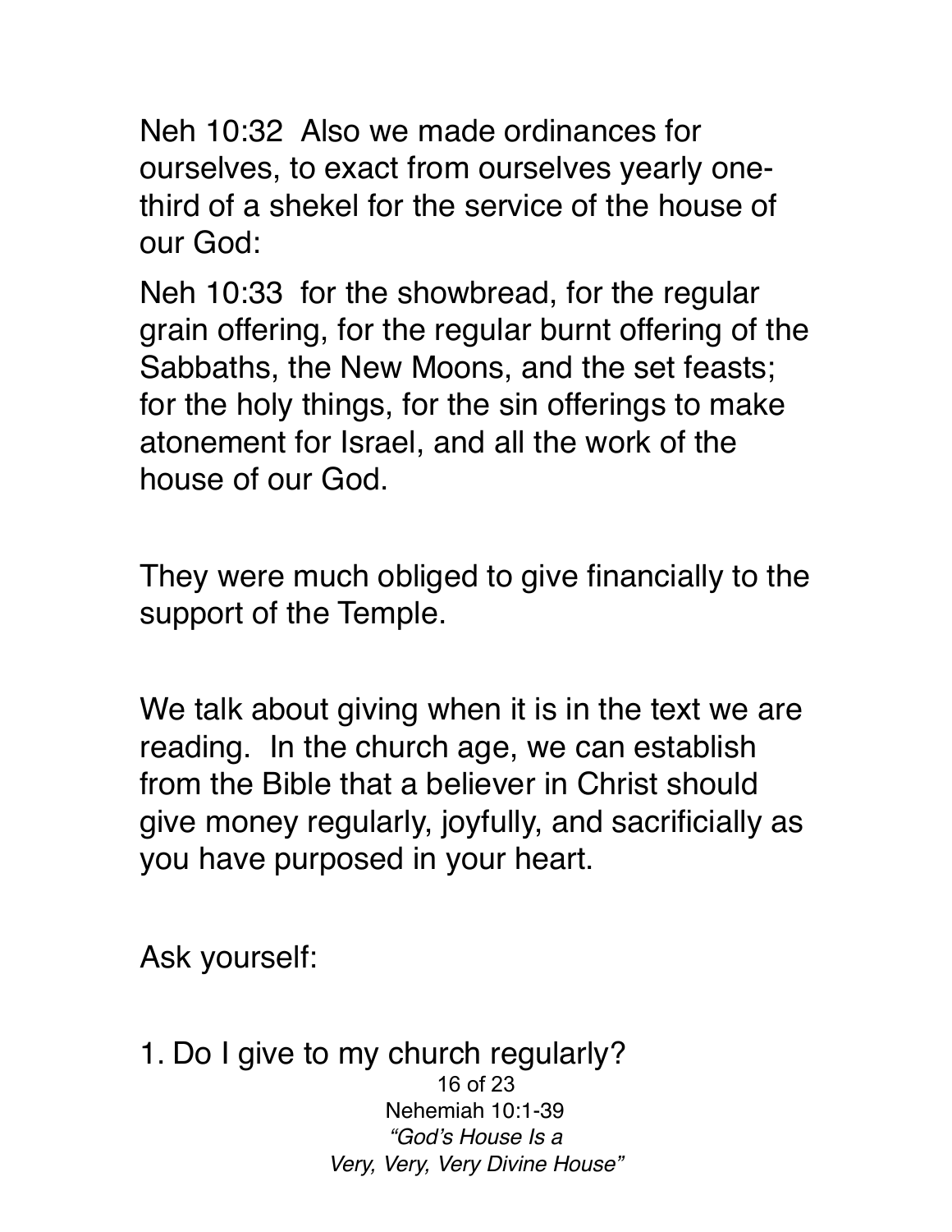Neh 10:32  Also we made ordinances for ourselves, to exact from ourselves yearly one-third of a shekel for the service of the house of our God:

Neh 10:33  for the showbread, for the regular grain offering, for the regular burnt offering of the Sabbaths, the New Moons, and the set feasts; for the holy things, for the sin offerings to make atonement for Israel, and all the work of the house of our God.

They were much obliged to give financially to the support of the Temple.

We talk about giving when it is in the text we are reading.  In the church age, we can establish from the Bible that a believer in Christ should give money regularly, joyfully, and sacrificially as you have purposed in your heart.

Ask yourself:

1. Do I give to my church regularly?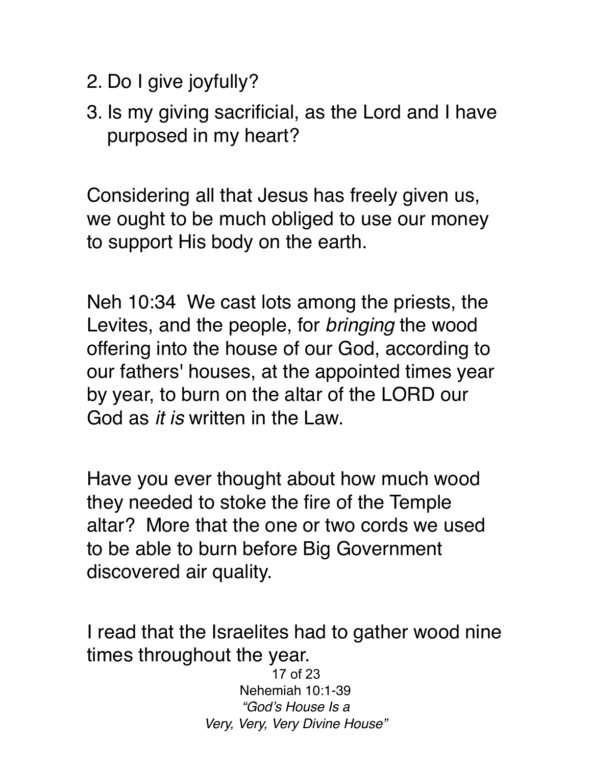2. Do I give joyfully?
3. Is my giving sacrificial, as the Lord and I have purposed in my heart?

Considering all that Jesus has freely given us, we ought to be much obliged to use our money to support His body on the earth.

Neh 10:34 We cast lots among the priests, the Levites, and the people, for *bringing* the wood offering into the house of our God, according to our fathers' houses, at the appointed times year by year, to burn on the altar of the LORD our God as *it is* written in the Law.

Have you ever thought about how much wood they needed to stoke the fire of the Temple altar? More that the one or two cords we used to be able to burn before Big Government discovered air quality.

I read that the Israelites had to gather wood nine times throughout the year.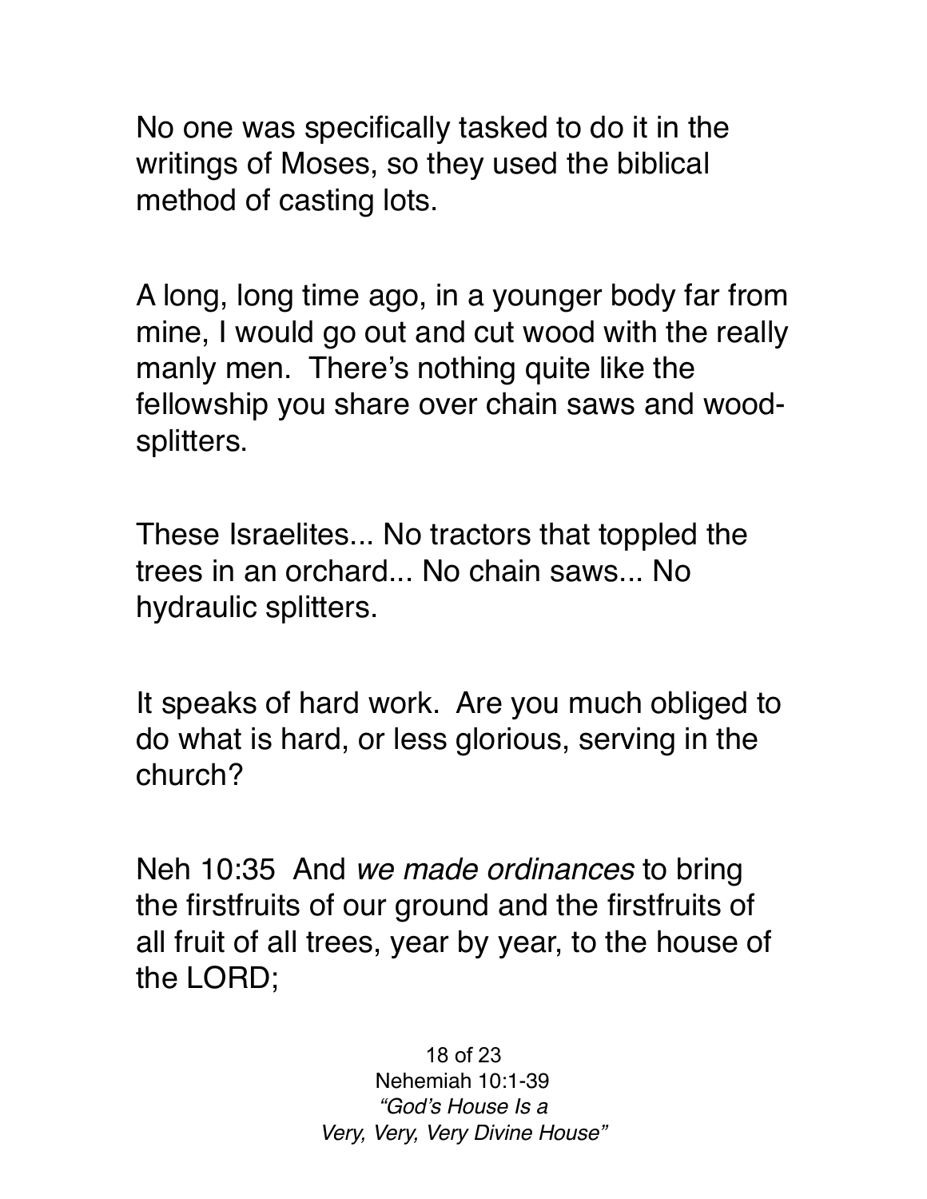No one was specifically tasked to do it in the writings of Moses, so they used the biblical method of casting lots.

A long, long time ago, in a younger body far from mine, I would go out and cut wood with the really manly men. There's nothing quite like the fellowship you share over chain saws and wood-splitters.

These Israelites... No tractors that toppled the trees in an orchard... No chain saws... No hydraulic splitters.

It speaks of hard work. Are you much obliged to do what is hard, or less glorious, serving in the church?

Neh 10:35 And *we made ordinances* to bring the firstfruits of our ground and the firstfruits of all fruit of all trees, year by year, to the house of the LORD;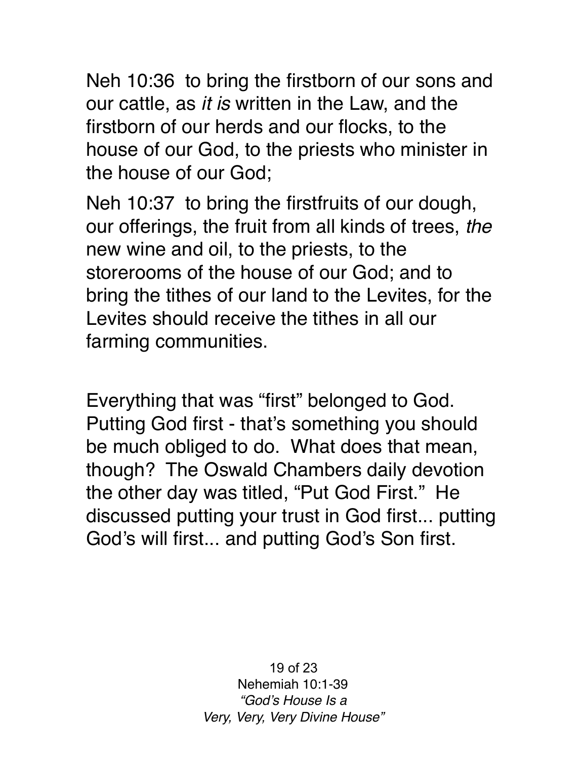Neh 10:36  to bring the firstborn of our sons and our cattle, as *it is* written in the Law, and the firstborn of our herds and our flocks, to the house of our God, to the priests who minister in the house of our God;

Neh 10:37  to bring the firstfruits of our dough, our offerings, the fruit from all kinds of trees, *the* new wine and oil, to the priests, to the storerooms of the house of our God; and to bring the tithes of our land to the Levites, for the Levites should receive the tithes in all our farming communities.

Everything that was "first" belonged to God. Putting God first - that's something you should be much obliged to do. What does that mean, though? The Oswald Chambers daily devotion the other day was titled, "Put God First." He discussed putting your trust in God first... putting God's will first... and putting God's Son first.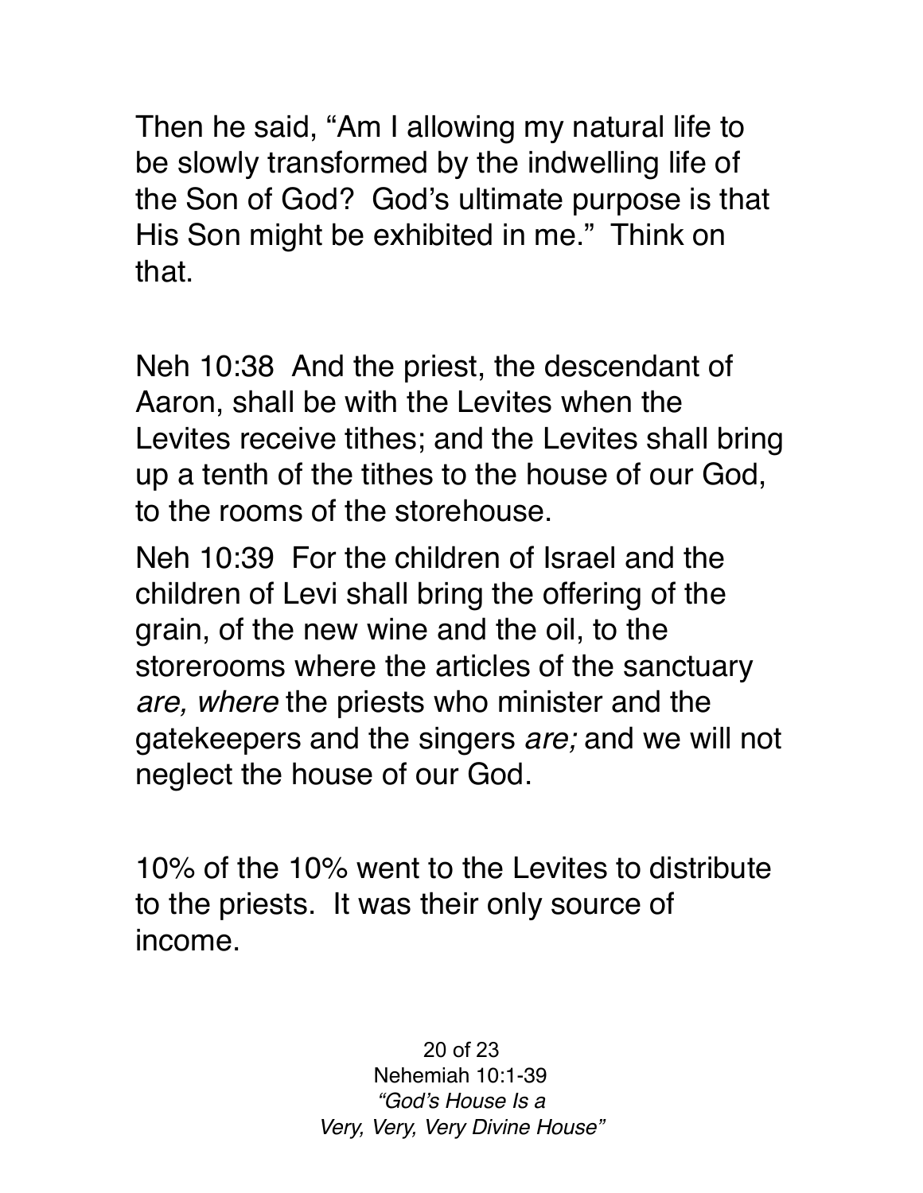Then he said, “Am I allowing my natural life to be slowly transformed by the indwelling life of the Son of God? God’s ultimate purpose is that His Son might be exhibited in me.” Think on that.

Neh 10:38 And the priest, the descendant of Aaron, shall be with the Levites when the Levites receive tithes; and the Levites shall bring up a tenth of the tithes to the house of our God, to the rooms of the storehouse.

Neh 10:39 For the children of Israel and the children of Levi shall bring the offering of the grain, of the new wine and the oil, to the storerooms where the articles of the sanctuary *are, where* the priests who minister and the gatekeepers and the singers *are;* and we will not neglect the house of our God.

10% of the 10% went to the Levites to distribute to the priests. It was their only source of income.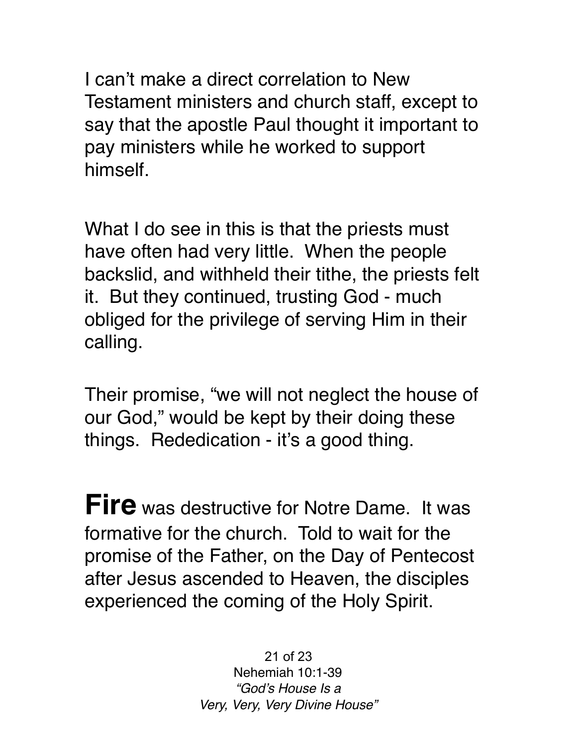I can't make a direct correlation to New Testament ministers and church staff, except to say that the apostle Paul thought it important to pay ministers while he worked to support himself.

What I do see in this is that the priests must have often had very little. When the people backslid, and withheld their tithe, the priests felt it. But they continued, trusting God - much obliged for the privilege of serving Him in their calling.

Their promise, "we will not neglect the house of our God," would be kept by their doing these things. Rededication - it's a good thing.

**Fire** was destructive for Notre Dame. It was formative for the church. Told to wait for the promise of the Father, on the Day of Pentecost after Jesus ascended to Heaven, the disciples experienced the coming of the Holy Spirit.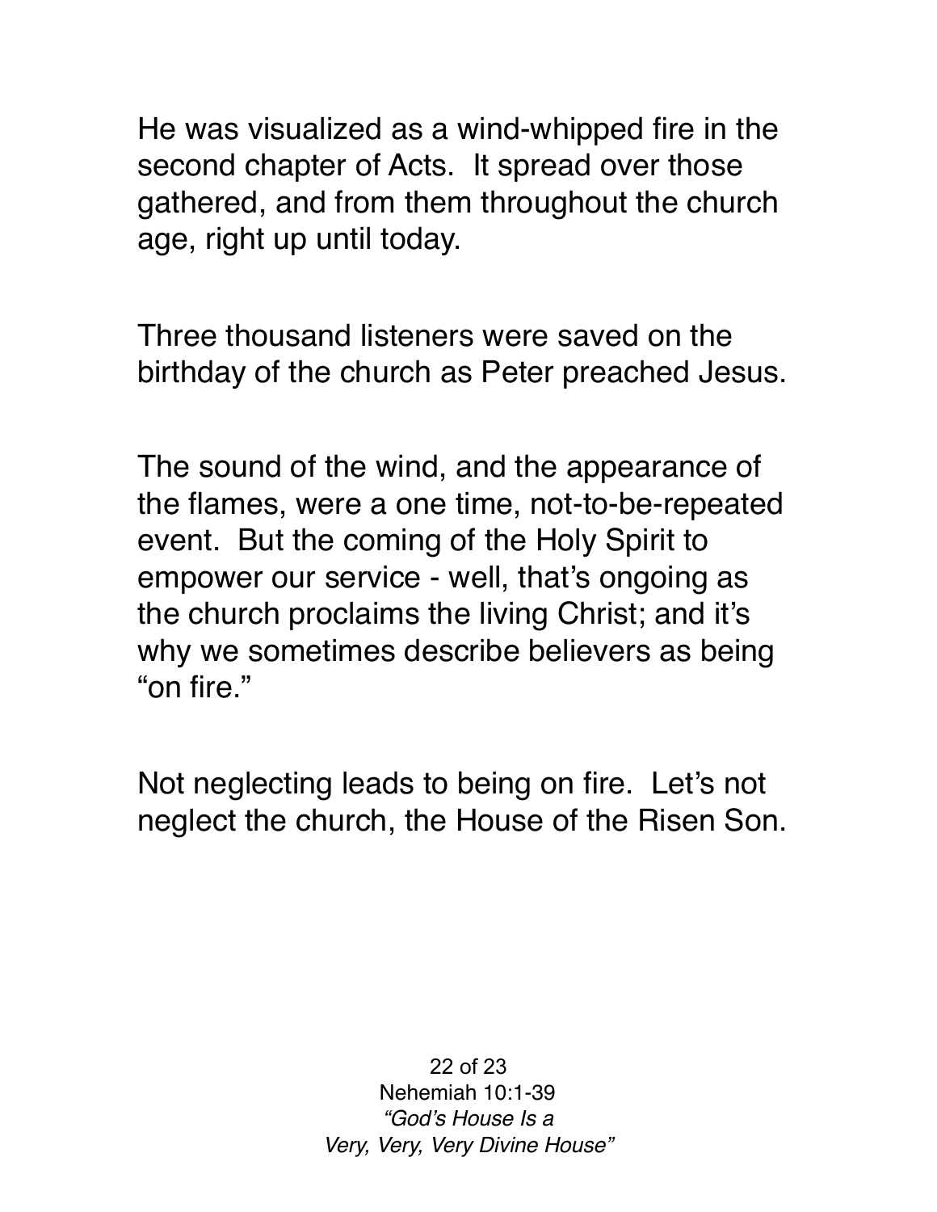He was visualized as a wind-whipped fire in the second chapter of Acts. It spread over those gathered, and from them throughout the church age, right up until today.

Three thousand listeners were saved on the birthday of the church as Peter preached Jesus.

The sound of the wind, and the appearance of the flames, were a one time, not-to-be-repeated event. But the coming of the Holy Spirit to empower our service - well, that's ongoing as the church proclaims the living Christ; and it's why we sometimes describe believers as being "on fire."

Not neglecting leads to being on fire. Let's not neglect the church, the House of the Risen Son.